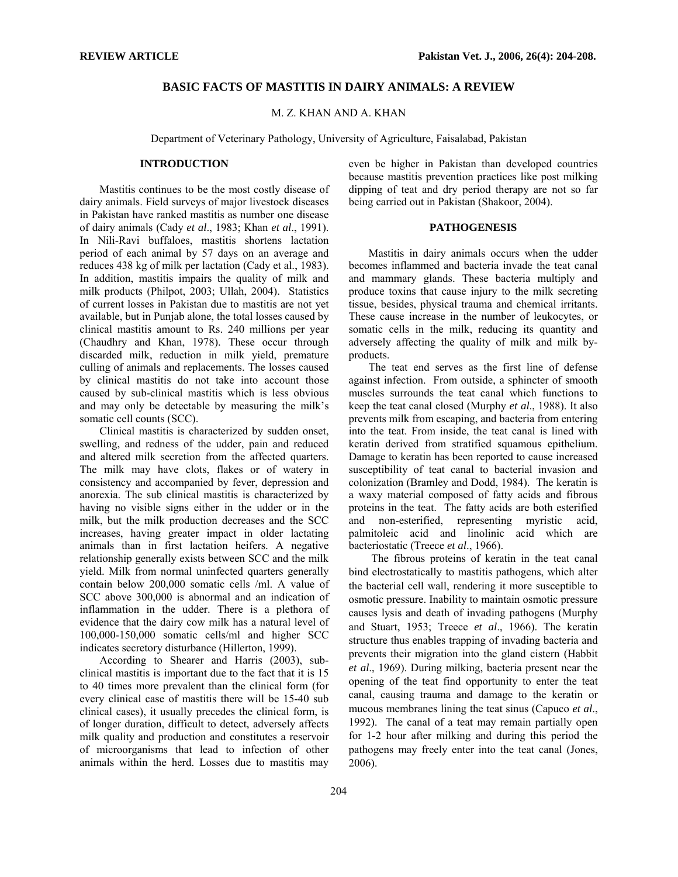**REVIEW ARTICLE**

# BASIC FACTS OF MASTITIS IN DAIRY ANIMALS: A REVIEW

M. Z. KHAN AND A. KHAN

Department of Veterinary Pathology, University of Agriculture, Faisalabad, Pakistan

## INTRODUCTION

Mastitis continues to be the most costly disease of dairy animals. Field surveys of major livestock diseases in Pakistan have ranked mastitis as number one disease of dairy animals (Cady *et al*., 1983; Khan *et al*., 1991). In Nili-Ravi buffaloes, mastitis shortens lactation period of each animal by 57 days on an average and reduces 438 kg of milk per lactation (Cady et al., 1983). In addition, mastitis impairs the quality of milk and milk products (Philpot, 2003; Ullah, 2004). Statistics of current losses in Pakistan due to mastitis are not yet available, but in Punjab alone, the total losses caused by clinical mastitis amount to Rs. 240 millions per year (Chaudhry and Khan, 1978). These occur through discarded milk, reduction in milk yield, premature culling of animals and replacements. The losses caused by clinical mastitis do not take into account those caused by sub-clinical mastitis which is less obvious and may only be detectable by measuring the milk's somatic cell counts (SCC).

Clinical mastitis is characterized by sudden onset, swelling, and redness of the udder, pain and reduced and altered milk secretion from the affected quarters. The milk may have clots, flakes or of watery in consistency and accompanied by fever, depression and anorexia. The sub clinical mastitis is characterized by having no visible signs either in the udder or in the milk, but the milk production decreases and the SCC increases, having greater impact in older lactating animals than in first lactation heifers. A negative relationship generally exists between SCC and the milk yield. Milk from normal uninfected quarters generally contain below 200,000 somatic cells /ml. A value of SCC above 300,000 is abnormal and an indication of inflammation in the udder. There is a plethora of evidence that the dairy cow milk has a natural level of 100,000-150,000 somatic cells/ml and higher SCC indicates secretory disturbance (Hillerton, 1999).

According to Shearer and Harris (2003), sub-clinical mastitis is important due to the fact that it is 15 to 40 times more prevalent than the clinical form (for every clinical case of mastitis there will be 15-40 sub clinical cases), it usually precedes the clinical form, is of longer duration, difficult to detect, adversely affects milk quality and production and constitutes a reservoir of microorganisms that lead to infection of other animals within the herd. Losses due to mastitis may even be higher in Pakistan than developed countries because mastitis prevention practices like post milking dipping of teat and dry period therapy are not so far being carried out in Pakistan (Shakoor, 2004).

## PATHOGENESIS

Mastitis in dairy animals occurs when the udder becomes inflammed and bacteria invade the teat canal and mammary glands. These bacteria multiply and produce toxins that cause injury to the milk secreting tissue, besides, physical trauma and chemical irritants. These cause increase in the number of leukocytes, or somatic cells in the milk, reducing its quantity and adversely affecting the quality of milk and milk by-products.

The teat end serves as the first line of defense against infection. From outside, a sphincter of smooth muscles surrounds the teat canal which functions to keep the teat canal closed (Murphy *et al*., 1988). It also prevents milk from escaping, and bacteria from entering into the teat. From inside, the teat canal is lined with keratin derived from stratified squamous epithelium. Damage to keratin has been reported to cause increased susceptibility of teat canal to bacterial invasion and colonization (Bramley and Dodd, 1984). The keratin is a waxy material composed of fatty acids and fibrous proteins in the teat. The fatty acids are both esterified and non-esterified, representing myristic acid, palmitoleic acid and linolinic acid which are bacteriostatic (Treece *et al*., 1966).

The fibrous proteins of keratin in the teat canal bind electrostatically to mastitis pathogens, which alter the bacterial cell wall, rendering it more susceptible to osmotic pressure. Inability to maintain osmotic pressure causes lysis and death of invading pathogens (Murphy and Stuart, 1953; Treece *et al*., 1966). The keratin structure thus enables trapping of invading bacteria and prevents their migration into the gland cistern (Habbit *et al*., 1969). During milking, bacteria present near the opening of the teat find opportunity to enter the teat canal, causing trauma and damage to the keratin or mucous membranes lining the teat sinus (Capuco *et al*., 1992). The canal of a teat may remain partially open for 1-2 hour after milking and during this period the pathogens may freely enter into the teat canal (Jones, 2006).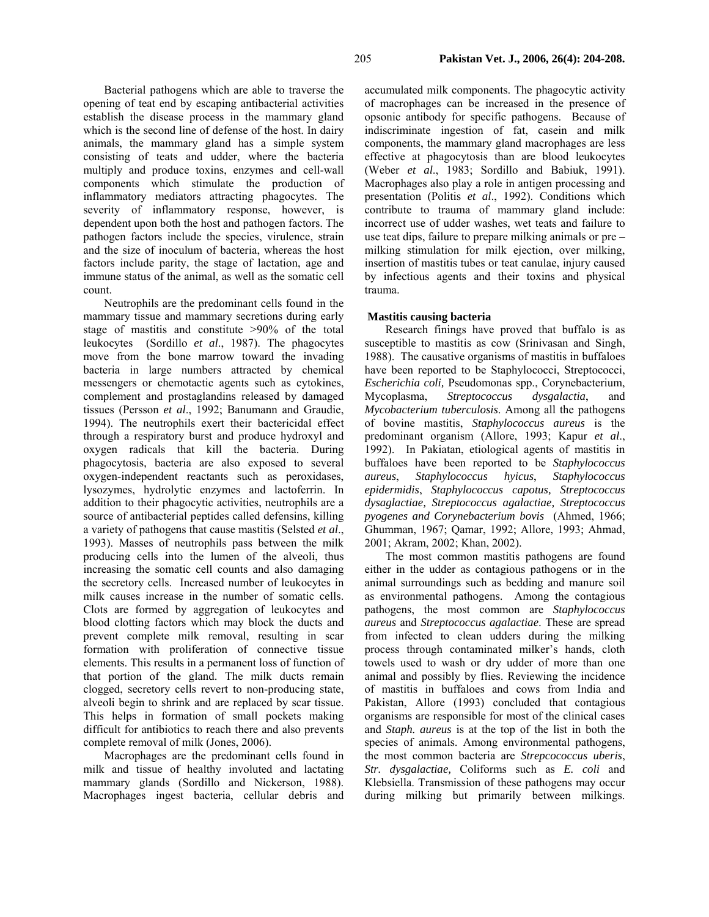Bacterial pathogens which are able to traverse the opening of teat end by escaping antibacterial activities establish the disease process in the mammary gland which is the second line of defense of the host. In dairy animals, the mammary gland has a simple system consisting of teats and udder, where the bacteria multiply and produce toxins, enzymes and cell-wall components which stimulate the production of inflammatory mediators attracting phagocytes. The severity of inflammatory response, however, is dependent upon both the host and pathogen factors. The pathogen factors include the species, virulence, strain and the size of inoculum of bacteria, whereas the host factors include parity, the stage of lactation, age and immune status of the animal, as well as the somatic cell count.

Neutrophils are the predominant cells found in the mammary tissue and mammary secretions during early stage of mastitis and constitute >90% of the total leukocytes (Sordillo *et al*., 1987). The phagocytes move from the bone marrow toward the invading bacteria in large numbers attracted by chemical messengers or chemotactic agents such as cytokines, complement and prostaglandins released by damaged tissues (Persson *et al*., 1992; Banumann and Graudie, 1994). The neutrophils exert their bactericidal effect through a respiratory burst and produce hydroxyl and oxygen radicals that kill the bacteria. During phagocytosis, bacteria are also exposed to several oxygen-independent reactants such as peroxidases, lysozymes, hydrolytic enzymes and lactoferrin. In addition to their phagocytic activities, neutrophils are a source of antibacterial peptides called defensins, killing a variety of pathogens that cause mastitis (Selsted *et al*., 1993). Masses of neutrophils pass between the milk producing cells into the lumen of the alveoli, thus increasing the somatic cell counts and also damaging the secretory cells. Increased number of leukocytes in milk causes increase in the number of somatic cells. Clots are formed by aggregation of leukocytes and blood clotting factors which may block the ducts and prevent complete milk removal, resulting in scar formation with proliferation of connective tissue elements. This results in a permanent loss of function of that portion of the gland. The milk ducts remain clogged, secretory cells revert to non-producing state, alveoli begin to shrink and are replaced by scar tissue. This helps in formation of small pockets making difficult for antibiotics to reach there and also prevents complete removal of milk (Jones, 2006).

Macrophages are the predominant cells found in milk and tissue of healthy involuted and lactating mammary glands (Sordillo and Nickerson, 1988). Macrophages ingest bacteria, cellular debris and accumulated milk components. The phagocytic activity of macrophages can be increased in the presence of opsonic antibody for specific pathogens. Because of indiscriminate ingestion of fat, casein and milk components, the mammary gland macrophages are less effective at phagocytosis than are blood leukocytes (Weber *et al*., 1983; Sordillo and Babiuk, 1991). Macrophages also play a role in antigen processing and presentation (Politis *et al*., 1992). Conditions which contribute to trauma of mammary gland include: incorrect use of udder washes, wet teats and failure to use teat dips, failure to prepare milking animals or pre – milking stimulation for milk ejection, over milking, insertion of mastitis tubes or teat canulae, injury caused by infectious agents and their toxins and physical trauma.

### Mastitis causing bacteria

Research finings have proved that buffalo is as susceptible to mastitis as cow (Srinivasan and Singh, 1988). The causative organisms of mastitis in buffaloes have been reported to be Staphylococci, Streptococci, *Escherichia coli,* Pseudomonas spp., Corynebacterium, Mycoplasma, *Streptococcus dysgalactia*, and *Mycobacterium tuberculosis*. Among all the pathogens of bovine mastitis, *Staphylococcus aureus* is the predominant organism (Allore, 1993; Kapur *et al*., 1992). In Pakiatan, etiological agents of mastitis in buffaloes have been reported to be *Staphylococcus aureus*, *Staphylococcus hyicus*, *Staphylococcus epidermidis*, *Staphylococcus capotus, Streptococcus dysaglactiae, Streptococcus agalactiae, Streptococcus pyogenes and Corynebacterium bovis* (Ahmed, 1966; Ghumman, 1967; Qamar, 1992; Allore, 1993; Ahmad, 2001; Akram, 2002; Khan, 2002).

The most common mastitis pathogens are found either in the udder as contagious pathogens or in the animal surroundings such as bedding and manure soil as environmental pathogens. Among the contagious pathogens, the most common are *Staphylococcus aureus* and *Streptococcus agalactiae*. These are spread from infected to clean udders during the milking process through contaminated milker's hands, cloth towels used to wash or dry udder of more than one animal and possibly by flies. Reviewing the incidence of mastitis in buffaloes and cows from India and Pakistan, Allore (1993) concluded that contagious organisms are responsible for most of the clinical cases and *Staph. aureus* is at the top of the list in both the species of animals. Among environmental pathogens, the most common bacteria are *Strepcoccocus uberis*, *Str. dysgalactiae,* Coliforms such as *E. coli* and Klebsiella. Transmission of these pathogens may occur during milking but primarily between milkings.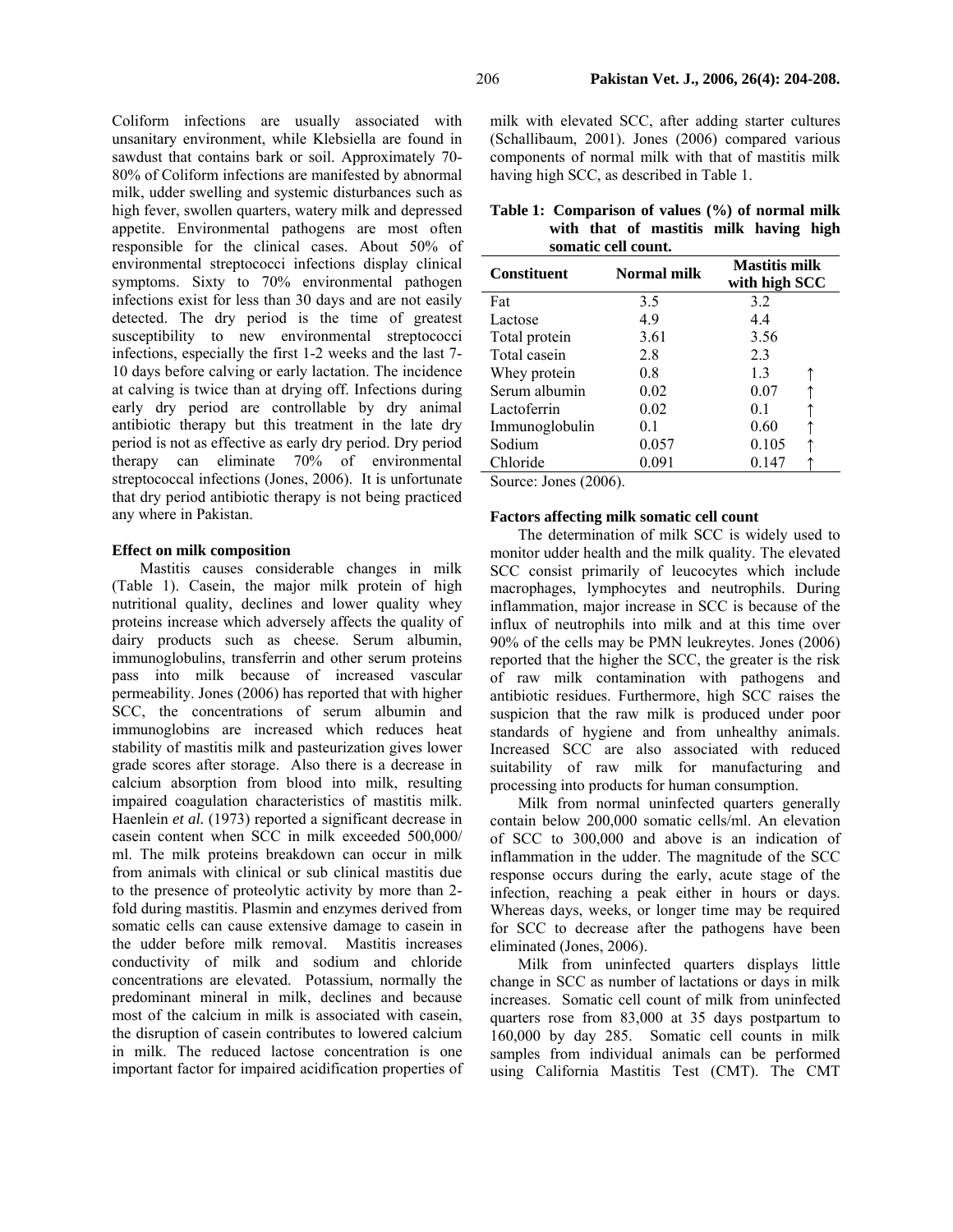Coliform infections are usually associated with unsanitary environment, while Klebsiella are found in sawdust that contains bark or soil. Approximately 70-80% of Coliform infections are manifested by abnormal milk, udder swelling and systemic disturbances such as high fever, swollen quarters, watery milk and depressed appetite. Environmental pathogens are most often responsible for the clinical cases. About 50% of environmental streptococci infections display clinical symptoms. Sixty to 70% environmental pathogen infections exist for less than 30 days and are not easily detected. The dry period is the time of greatest susceptibility to new environmental streptococci infections, especially the first 1-2 weeks and the last 7-10 days before calving or early lactation. The incidence at calving is twice than at drying off. Infections during early dry period are controllable by dry animal antibiotic therapy but this treatment in the late dry period is not as effective as early dry period. Dry period therapy can eliminate 70% of environmental streptococcal infections (Jones, 2006). It is unfortunate that dry period antibiotic therapy is not being practiced any where in Pakistan.

**Effect on milk composition**

Mastitis causes considerable changes in milk (Table 1). Casein, the major milk protein of high nutritional quality, declines and lower quality whey proteins increase which adversely affects the quality of dairy products such as cheese. Serum albumin, immunoglobulins, transferrin and other serum proteins pass into milk because of increased vascular permeability. Jones (2006) has reported that with higher SCC, the concentrations of serum albumin and immunoglobins are increased which reduces heat stability of mastitis milk and pasteurization gives lower grade scores after storage. Also there is a decrease in calcium absorption from blood into milk, resulting impaired coagulation characteristics of mastitis milk. Haenlein *et al.* (1973) reported a significant decrease in casein content when SCC in milk exceeded 500,000/ml. The milk proteins breakdown can occur in milk from animals with clinical or sub clinical mastitis due to the presence of proteolytic activity by more than 2-fold during mastitis. Plasmin and enzymes derived from somatic cells can cause extensive damage to casein in the udder before milk removal. Mastitis increases conductivity of milk and sodium and chloride concentrations are elevated. Potassium, normally the predominant mineral in milk, declines and because most of the calcium in milk is associated with casein, the disruption of casein contributes to lowered calcium in milk. The reduced lactose concentration is one important factor for impaired acidification properties of milk with elevated SCC, after adding starter cultures (Schallibaum, 2001). Jones (2006) compared various components of normal milk with that of mastitis milk having high SCC, as described in Table 1.

**Table 1: Comparison of values (%) of normal milk with that of mastitis milk having high somatic cell count.**

| Constituent | Normal milk | Mastitis milk with high SCC |
|---|---|---|
| Fat | 3.5 | 3.2 |
| Lactose | 4.9 | 4.4 |
| Total protein | 3.61 | 3.56 |
| Total casein | 2.8 | 2.3 |
| Whey protein | 0.8 | 1.3 ↑ |
| Serum albumin | 0.02 | 0.07 ↑ |
| Lactoferrin | 0.02 | 0.1 ↑ |
| Immunoglobulin | 0.1 | 0.60 ↑ |
| Sodium | 0.057 | 0.105 ↑ |
| Chloride | 0.091 | 0.147 ↑ |

Source: Jones (2006).

**Factors affecting milk somatic cell count**

The determination of milk SCC is widely used to monitor udder health and the milk quality. The elevated SCC consist primarily of leucocytes which include macrophages, lymphocytes and neutrophils. During inflammation, major increase in SCC is because of the influx of neutrophils into milk and at this time over 90% of the cells may be PMN leukreytes. Jones (2006) reported that the higher the SCC, the greater is the risk of raw milk contamination with pathogens and antibiotic residues. Furthermore, high SCC raises the suspicion that the raw milk is produced under poor standards of hygiene and from unhealthy animals. Increased SCC are also associated with reduced suitability of raw milk for manufacturing and processing into products for human consumption.

Milk from normal uninfected quarters generally contain below 200,000 somatic cells/ml. An elevation of SCC to 300,000 and above is an indication of inflammation in the udder. The magnitude of the SCC response occurs during the early, acute stage of the infection, reaching a peak either in hours or days. Whereas days, weeks, or longer time may be required for SCC to decrease after the pathogens have been eliminated (Jones, 2006).

Milk from uninfected quarters displays little change in SCC as number of lactations or days in milk increases. Somatic cell count of milk from uninfected quarters rose from 83,000 at 35 days postpartum to 160,000 by day 285. Somatic cell counts in milk samples from individual animals can be performed using California Mastitis Test (CMT). The CMT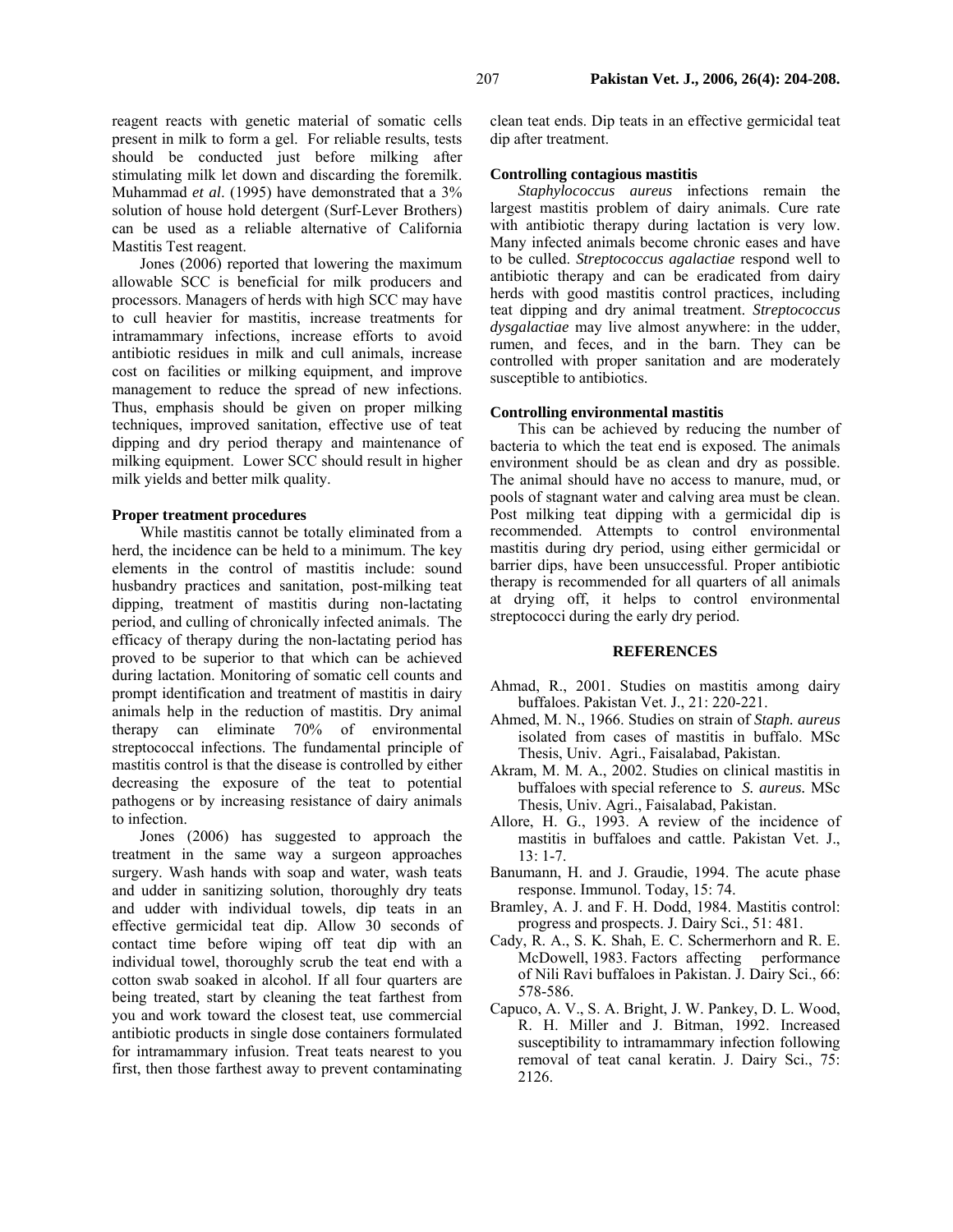reagent reacts with genetic material of somatic cells present in milk to form a gel. For reliable results, tests should be conducted just before milking after stimulating milk let down and discarding the foremilk. Muhammad *et al*. (1995) have demonstrated that a 3% solution of house hold detergent (Surf-Lever Brothers) can be used as a reliable alternative of California Mastitis Test reagent.

Jones (2006) reported that lowering the maximum allowable SCC is beneficial for milk producers and processors. Managers of herds with high SCC may have to cull heavier for mastitis, increase treatments for intramammary infections, increase efforts to avoid antibiotic residues in milk and cull animals, increase cost on facilities or milking equipment, and improve management to reduce the spread of new infections. Thus, emphasis should be given on proper milking techniques, improved sanitation, effective use of teat dipping and dry period therapy and maintenance of milking equipment. Lower SCC should result in higher milk yields and better milk quality.

**Proper treatment procedures**

While mastitis cannot be totally eliminated from a herd, the incidence can be held to a minimum. The key elements in the control of mastitis include: sound husbandry practices and sanitation, post-milking teat dipping, treatment of mastitis during non-lactating period, and culling of chronically infected animals. The efficacy of therapy during the non-lactating period has proved to be superior to that which can be achieved during lactation. Monitoring of somatic cell counts and prompt identification and treatment of mastitis in dairy animals help in the reduction of mastitis. Dry animal therapy can eliminate 70% of environmental streptococcal infections. The fundamental principle of mastitis control is that the disease is controlled by either decreasing the exposure of the teat to potential pathogens or by increasing resistance of dairy animals to infection.

Jones (2006) has suggested to approach the treatment in the same way a surgeon approaches surgery. Wash hands with soap and water, wash teats and udder in sanitizing solution, thoroughly dry teats and udder with individual towels, dip teats in an effective germicidal teat dip. Allow 30 seconds of contact time before wiping off teat dip with an individual towel, thoroughly scrub the teat end with a cotton swab soaked in alcohol. If all four quarters are being treated, start by cleaning the teat farthest from you and work toward the closest teat, use commercial antibiotic products in single dose containers formulated for intramammary infusion. Treat teats nearest to you first, then those farthest away to prevent contaminating clean teat ends. Dip teats in an effective germicidal teat dip after treatment.

**Controlling contagious mastitis**

*Staphylococcus aureus* infections remain the largest mastitis problem of dairy animals. Cure rate with antibiotic therapy during lactation is very low. Many infected animals become chronic eases and have to be culled. *Streptococcus agalactiae* respond well to antibiotic therapy and can be eradicated from dairy herds with good mastitis control practices, including teat dipping and dry animal treatment. *Streptococcus dysgalactiae* may live almost anywhere: in the udder, rumen, and feces, and in the barn. They can be controlled with proper sanitation and are moderately susceptible to antibiotics.

**Controlling environmental mastitis**

This can be achieved by reducing the number of bacteria to which the teat end is exposed. The animals environment should be as clean and dry as possible. The animal should have no access to manure, mud, or pools of stagnant water and calving area must be clean. Post milking teat dipping with a germicidal dip is recommended. Attempts to control environmental mastitis during dry period, using either germicidal or barrier dips, have been unsuccessful. Proper antibiotic therapy is recommended for all quarters of all animals at drying off, it helps to control environmental streptococci during the early dry period.

## REFERENCES

Ahmad, R., 2001. Studies on mastitis among dairy buffaloes. Pakistan Vet. J., 21: 220-221.

Ahmed, M. N., 1966. Studies on strain of *Staph. aureus* isolated from cases of mastitis in buffalo. MSc Thesis, Univ. Agri., Faisalabad, Pakistan.

Akram, M. M. A., 2002. Studies on clinical mastitis in buffaloes with special reference to *S. aureus.* MSc Thesis, Univ. Agri., Faisalabad, Pakistan.

Allore, H. G., 1993. A review of the incidence of mastitis in buffaloes and cattle. Pakistan Vet. J., 13: 1-7.

Banumann, H. and J. Graudie, 1994. The acute phase response. Immunol. Today, 15: 74.

Bramley, A. J. and F. H. Dodd, 1984. Mastitis control: progress and prospects. J. Dairy Sci., 51: 481.

Cady, R. A., S. K. Shah, E. C. Schermerhorn and R. E. McDowell, 1983. Factors affecting performance of Nili Ravi buffaloes in Pakistan. J. Dairy Sci., 66: 578-586.

Capuco, A. V., S. A. Bright, J. W. Pankey, D. L. Wood, R. H. Miller and J. Bitman, 1992. Increased susceptibility to intramammary infection following removal of teat canal keratin. J. Dairy Sci., 75: 2126.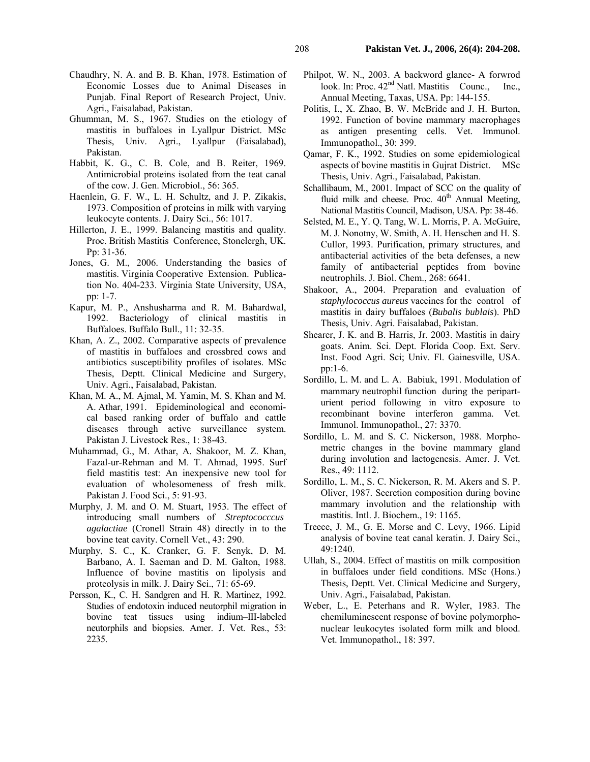Chaudhry, N. A. and B. B. Khan, 1978. Estimation of Economic Losses due to Animal Diseases in Punjab. Final Report of Research Project, Univ. Agri., Faisalabad, Pakistan.

Ghumman, M. S., 1967. Studies on the etiology of mastitis in buffaloes in Lyallpur District. MSc Thesis, Univ. Agri., Lyallpur (Faisalabad), Pakistan.

Habbit, K. G., C. B. Cole, and B. Reiter, 1969. Antimicrobial proteins isolated from the teat canal of the cow. J. Gen. Microbiol., 56: 365.

Haenlein, G. F. W., L. H. Schultz, and J. P. Zikakis, 1973. Composition of proteins in milk with varying leukocyte contents. J. Dairy Sci., 56: 1017.

Hillerton, J. E., 1999. Balancing mastitis and quality. Proc. British Mastitis Conference, Stonelergh, UK. Pp: 31-36.

Jones, G. M., 2006. Understanding the basics of mastitis. Virginia Cooperative Extension. Publication No. 404-233. Virginia State University, USA, pp: 1-7.

Kapur, M. P., Anshusharma and R. M. Bahardwal, 1992. Bacteriology of clinical mastitis in Buffaloes. Buffalo Bull., 11: 32-35.

Khan, A. Z., 2002. Comparative aspects of prevalence of mastitis in buffaloes and crossbred cows and antibiotics susceptibility profiles of isolates. MSc Thesis, Deptt. Clinical Medicine and Surgery, Univ. Agri., Faisalabad, Pakistan.

Khan, M. A., M. Ajmal, M. Yamin, M. S. Khan and M. A. Athar, 1991. Epideminological and economical based ranking order of buffalo and cattle diseases through active surveillance system. Pakistan J. Livestock Res., 1: 38-43.

Muhammad, G., M. Athar, A. Shakoor, M. Z. Khan, Fazal-ur-Rehman and M. T. Ahmad, 1995. Surf field mastitis test: An inexpensive new tool for evaluation of wholesomeness of fresh milk. Pakistan J. Food Sci., 5: 91-93.

Murphy, J. M. and O. M. Stuart, 1953. The effect of introducing small numbers of *Streptococccus agalactiae* (Cronell Strain 48) directly in to the bovine teat cavity. Cornell Vet., 43: 290.

Murphy, S. C., K. Cranker, G. F. Senyk, D. M. Barbano, A. I. Saeman and D. M. Galton, 1988. Influence of bovine mastitis on lipolysis and proteolysis in milk. J. Dairy Sci., 71: 65-69.

Persson, K., C. H. Sandgren and H. R. Martinez, 1992. Studies of endotoxin induced neutorphil migration in bovine teat tissues using indium–III-labeled neutorphils and biopsies. Amer. J. Vet. Res., 53: 2235.

Philpot, W. N., 2003. A backword glance- A forwrod look. In: Proc. 42nd Natl. Mastitis Counc., Inc., Annual Meeting, Taxas, USA. Pp: 144-155.

Politis, I., X. Zhao, B. W. McBride and J. H. Burton, 1992. Function of bovine mammary macrophages as antigen presenting cells. Vet. Immunol. Immunopathol., 30: 399.

Qamar, F. K., 1992. Studies on some epidemiological aspects of bovine mastitis in Gujrat District. MSc Thesis, Univ. Agri., Faisalabad, Pakistan.

Schallibaum, M., 2001. Impact of SCC on the quality of fluid milk and cheese. Proc. 40th Annual Meeting, National Mastitis Council, Madison, USA. Pp: 38-46.

Selsted, M. E., Y. Q. Tang, W. L. Morris, P. A. McGuire, M. J. Nonotny, W. Smith, A. H. Henschen and H. S. Cullor, 1993. Purification, primary structures, and antibacterial activities of the beta defenses, a new family of antibacterial peptides from bovine neutrophils. J. Biol. Chem., 268: 6641.

Shakoor, A., 2004. Preparation and evaluation of *staphylococcus aureus* vaccines for the control of mastitis in dairy buffaloes (*Bubalis bublais*). PhD Thesis, Univ. Agri. Faisalabad, Pakistan.

Shearer, J. K. and B. Harris, Jr. 2003. Mastitis in dairy goats. Anim. Sci. Dept. Florida Coop. Ext. Serv. Inst. Food Agri. Sci; Univ. Fl. Gainesville, USA. pp:1-6.

Sordillo, L. M. and L. A. Babiuk, 1991. Modulation of mammary neutrophil function during the periparturient period following in vitro exposure to recombinant bovine interferon gamma. Vet. Immunol. Immunopathol., 27: 3370.

Sordillo, L. M. and S. C. Nickerson, 1988. Morphometric changes in the bovine mammary gland during involution and lactogenesis. Amer. J. Vet. Res., 49: 1112.

Sordillo, L. M., S. C. Nickerson, R. M. Akers and S. P. Oliver, 1987. Secretion composition during bovine mammary involution and the relationship with mastitis. Intl. J. Biochem., 19: 1165.

Treece, J. M., G. E. Morse and C. Levy, 1966. Lipid analysis of bovine teat canal keratin. J. Dairy Sci., 49:1240.

Ullah, S., 2004. Effect of mastitis on milk composition in buffaloes under field conditions. MSc (Hons.) Thesis, Deptt. Vet. Clinical Medicine and Surgery, Univ. Agri., Faisalabad, Pakistan.

Weber, L., E. Peterhans and R. Wyler, 1983. The chemiluminescent response of bovine polymorphonuclear leukocytes isolated form milk and blood. Vet. Immunopathol., 18: 397.